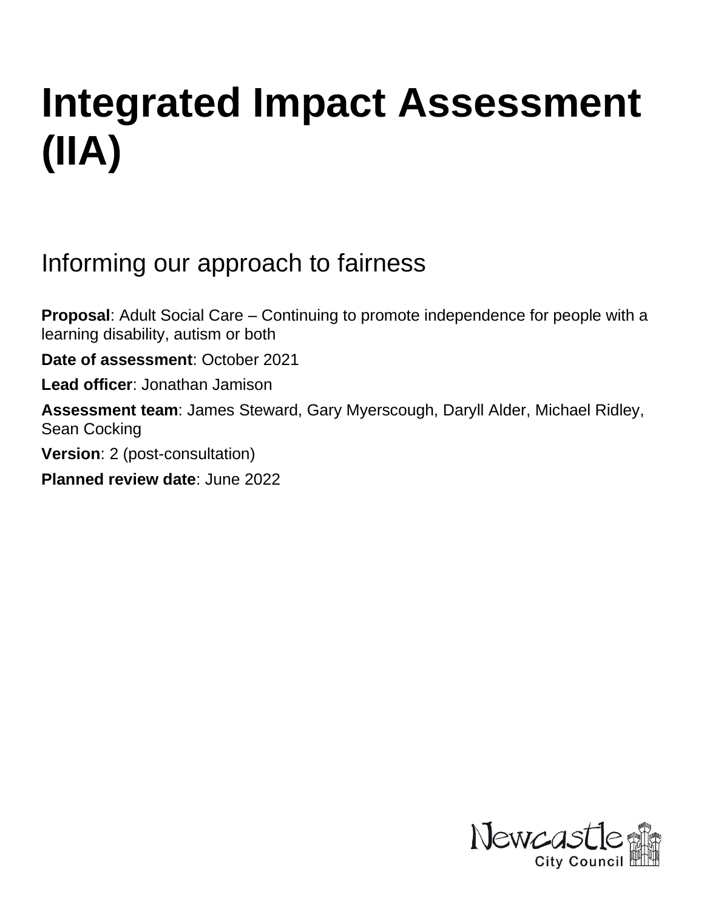# Integrated Impact Assessment (IIA)

## Informing our approach to fairness

**Proposal**: Adult Social Care – Continuing to promote independence for people with a learning disability, autism or both

**Date of assessment**: October 2021

**Lead officer**: Jonathan Jamison

**Assessment team**: James Steward, Gary Myerscough, Daryll Alder, Michael Ridley, Sean Cocking

**Version**: 2 (post-consultation)

**Planned review date**: June 2022

Newcastle City Council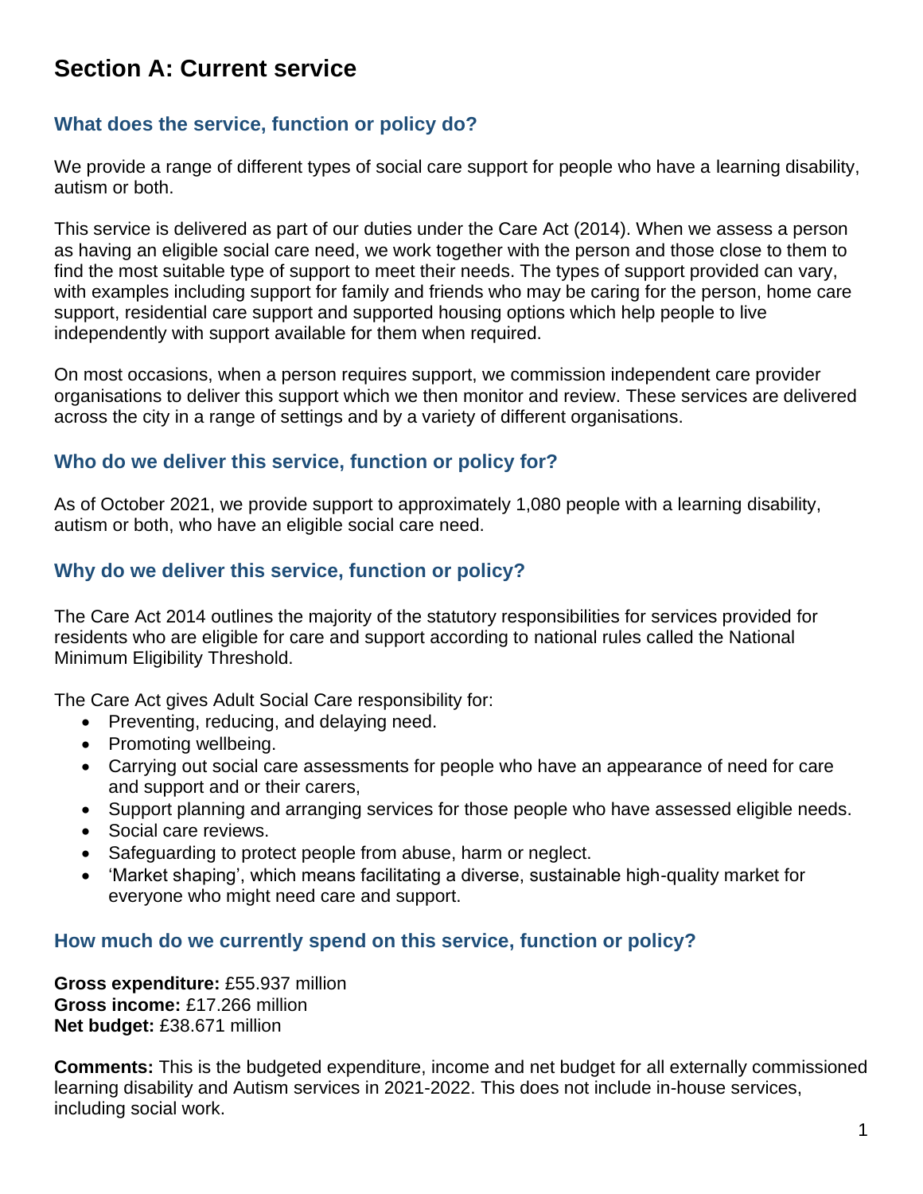# Section A: Current service

### What does the service, function or policy do?

We provide a range of different types of social care support for people who have a learning disability, autism or both.

This service is delivered as part of our duties under the Care Act (2014). When we assess a person as having an eligible social care need, we work together with the person and those close to them to find the most suitable type of support to meet their needs. The types of support provided can vary, with examples including support for family and friends who may be caring for the person, home care support, residential care support and supported housing options which help people to live independently with support available for them when required.

On most occasions, when a person requires support, we commission independent care provider organisations to deliver this support which we then monitor and review. These services are delivered across the city in a range of settings and by a variety of different organisations.

### Who do we deliver this service, function or policy for?

As of October 2021, we provide support to approximately 1,080 people with a learning disability, autism or both, who have an eligible social care need.

### Why do we deliver this service, function or policy?

The Care Act 2014 outlines the majority of the statutory responsibilities for services provided for residents who are eligible for care and support according to national rules called the National Minimum Eligibility Threshold.

The Care Act gives Adult Social Care responsibility for:

- Preventing, reducing, and delaying need.
- Promoting wellbeing.
- Carrying out social care assessments for people who have an appearance of need for care and support and or their carers,
- Support planning and arranging services for those people who have assessed eligible needs.
- Social care reviews.
- Safeguarding to protect people from abuse, harm or neglect.
- ‘Market shaping’, which means facilitating a diverse, sustainable high-quality market for everyone who might need care and support.

### How much do we currently spend on this service, function or policy?

**Gross expenditure:** £55.937 million
**Gross income:** £17.266 million
**Net budget:** £38.671 million

**Comments:** This is the budgeted expenditure, income and net budget for all externally commissioned learning disability and Autism services in 2021-2022. This does not include in-house services, including social work.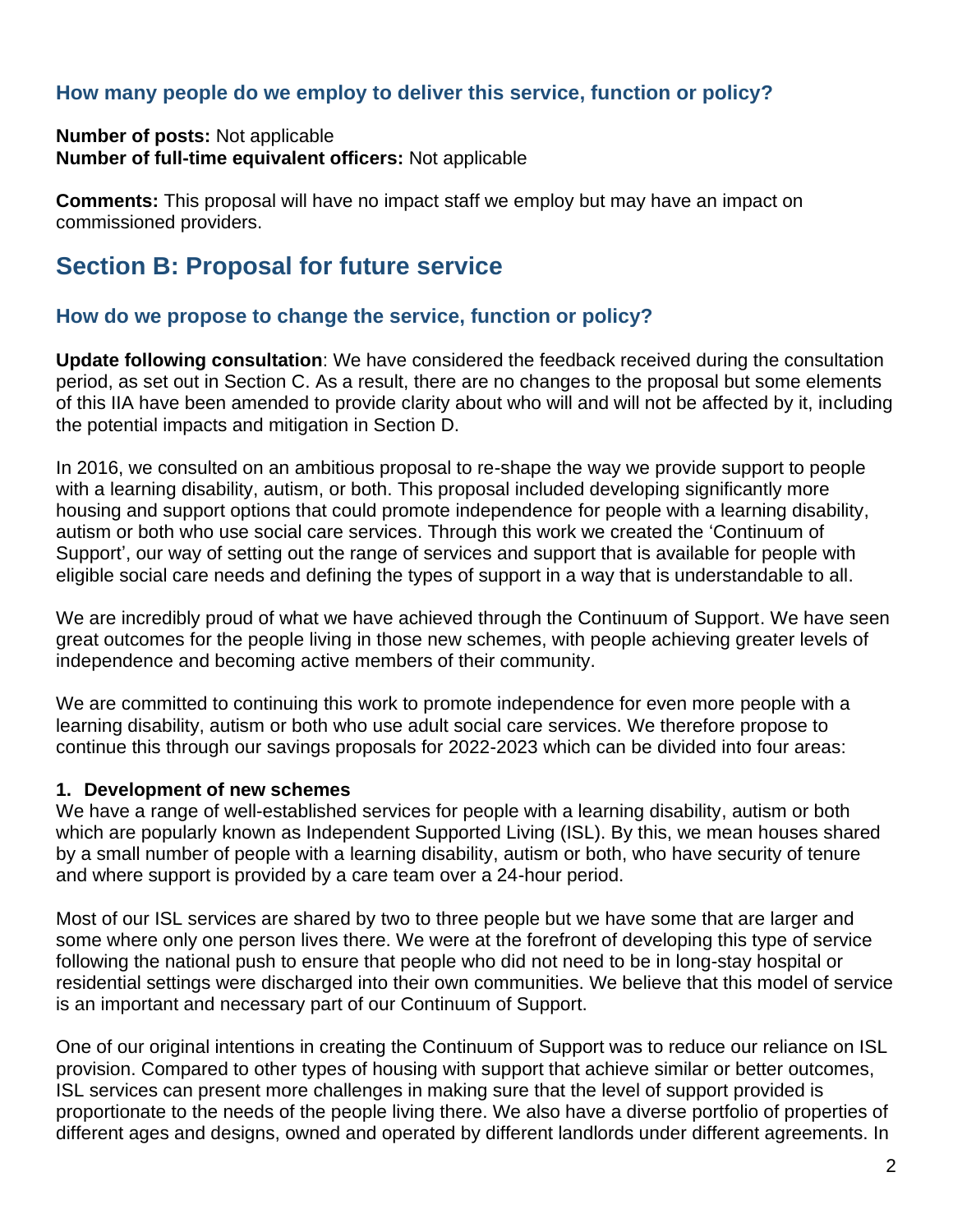### How many people do we employ to deliver this service, function or policy?

**Number of posts:** Not applicable
**Number of full-time equivalent officers:** Not applicable

**Comments:** This proposal will have no impact staff we employ but may have an impact on commissioned providers.

## Section B: Proposal for future service

### How do we propose to change the service, function or policy?

**Update following consultation**: We have considered the feedback received during the consultation period, as set out in Section C. As a result, there are no changes to the proposal but some elements of this IIA have been amended to provide clarity about who will and will not be affected by it, including the potential impacts and mitigation in Section D.

In 2016, we consulted on an ambitious proposal to re-shape the way we provide support to people with a learning disability, autism, or both. This proposal included developing significantly more housing and support options that could promote independence for people with a learning disability, autism or both who use social care services. Through this work we created the 'Continuum of Support', our way of setting out the range of services and support that is available for people with eligible social care needs and defining the types of support in a way that is understandable to all.

We are incredibly proud of what we have achieved through the Continuum of Support. We have seen great outcomes for the people living in those new schemes, with people achieving greater levels of independence and becoming active members of their community.

We are committed to continuing this work to promote independence for even more people with a learning disability, autism or both who use adult social care services. We therefore propose to continue this through our savings proposals for 2022-2023 which can be divided into four areas:

**1. Development of new schemes**

We have a range of well-established services for people with a learning disability, autism or both which are popularly known as Independent Supported Living (ISL). By this, we mean houses shared by a small number of people with a learning disability, autism or both, who have security of tenure and where support is provided by a care team over a 24-hour period.

Most of our ISL services are shared by two to three people but we have some that are larger and some where only one person lives there. We were at the forefront of developing this type of service following the national push to ensure that people who did not need to be in long-stay hospital or residential settings were discharged into their own communities. We believe that this model of service is an important and necessary part of our Continuum of Support.

One of our original intentions in creating the Continuum of Support was to reduce our reliance on ISL provision. Compared to other types of housing with support that achieve similar or better outcomes, ISL services can present more challenges in making sure that the level of support provided is proportionate to the needs of the people living there. We also have a diverse portfolio of properties of different ages and designs, owned and operated by different landlords under different agreements. In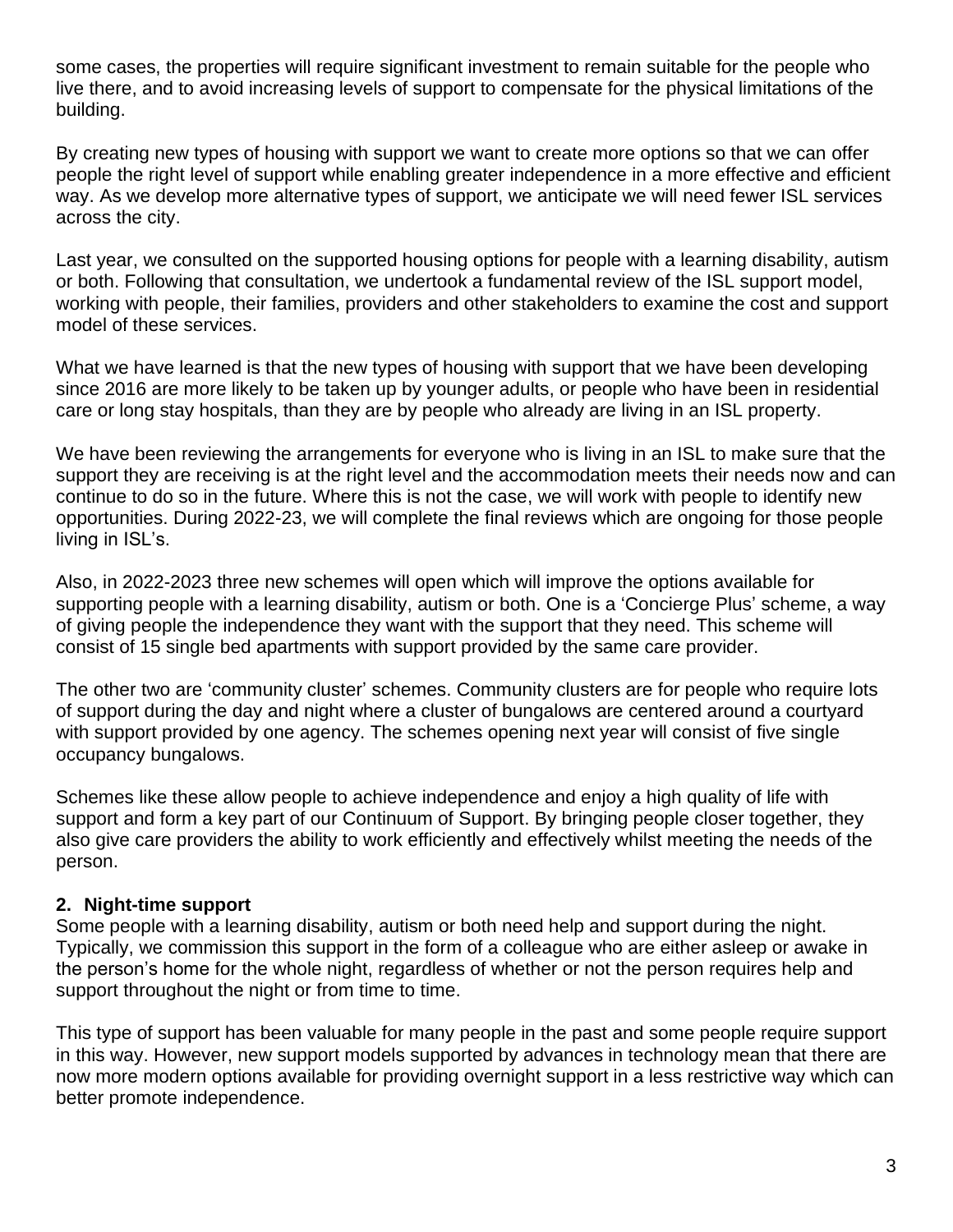some cases, the properties will require significant investment to remain suitable for the people who live there, and to avoid increasing levels of support to compensate for the physical limitations of the building.

By creating new types of housing with support we want to create more options so that we can offer people the right level of support while enabling greater independence in a more effective and efficient way. As we develop more alternative types of support, we anticipate we will need fewer ISL services across the city.

Last year, we consulted on the supported housing options for people with a learning disability, autism or both. Following that consultation, we undertook a fundamental review of the ISL support model, working with people, their families, providers and other stakeholders to examine the cost and support model of these services.

What we have learned is that the new types of housing with support that we have been developing since 2016 are more likely to be taken up by younger adults, or people who have been in residential care or long stay hospitals, than they are by people who already are living in an ISL property.

We have been reviewing the arrangements for everyone who is living in an ISL to make sure that the support they are receiving is at the right level and the accommodation meets their needs now and can continue to do so in the future. Where this is not the case, we will work with people to identify new opportunities. During 2022-23, we will complete the final reviews which are ongoing for those people living in ISL's.

Also, in 2022-2023 three new schemes will open which will improve the options available for supporting people with a learning disability, autism or both. One is a 'Concierge Plus' scheme, a way of giving people the independence they want with the support that they need. This scheme will consist of 15 single bed apartments with support provided by the same care provider.

The other two are 'community cluster' schemes. Community clusters are for people who require lots of support during the day and night where a cluster of bungalows are centered around a courtyard with support provided by one agency. The schemes opening next year will consist of five single occupancy bungalows.

Schemes like these allow people to achieve independence and enjoy a high quality of life with support and form a key part of our Continuum of Support. By bringing people closer together, they also give care providers the ability to work efficiently and effectively whilst meeting the needs of the person.

## 2. Night-time support

Some people with a learning disability, autism or both need help and support during the night. Typically, we commission this support in the form of a colleague who are either asleep or awake in the person's home for the whole night, regardless of whether or not the person requires help and support throughout the night or from time to time.

This type of support has been valuable for many people in the past and some people require support in this way. However, new support models supported by advances in technology mean that there are now more modern options available for providing overnight support in a less restrictive way which can better promote independence.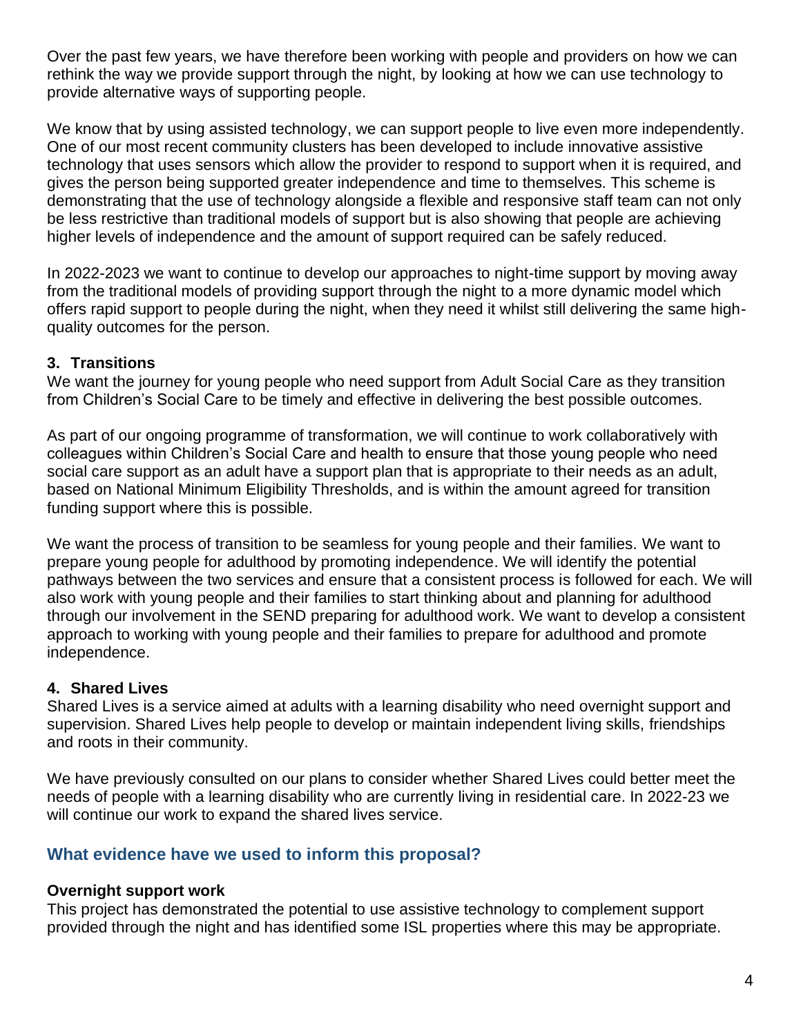Over the past few years, we have therefore been working with people and providers on how we can rethink the way we provide support through the night, by looking at how we can use technology to provide alternative ways of supporting people.

We know that by using assisted technology, we can support people to live even more independently. One of our most recent community clusters has been developed to include innovative assistive technology that uses sensors which allow the provider to respond to support when it is required, and gives the person being supported greater independence and time to themselves. This scheme is demonstrating that the use of technology alongside a flexible and responsive staff team can not only be less restrictive than traditional models of support but is also showing that people are achieving higher levels of independence and the amount of support required can be safely reduced.

In 2022-2023 we want to continue to develop our approaches to night-time support by moving away from the traditional models of providing support through the night to a more dynamic model which offers rapid support to people during the night, when they need it whilst still delivering the same high-quality outcomes for the person.

### 3. Transitions

We want the journey for young people who need support from Adult Social Care as they transition from Children's Social Care to be timely and effective in delivering the best possible outcomes.

As part of our ongoing programme of transformation, we will continue to work collaboratively with colleagues within Children's Social Care and health to ensure that those young people who need social care support as an adult have a support plan that is appropriate to their needs as an adult, based on National Minimum Eligibility Thresholds, and is within the amount agreed for transition funding support where this is possible.

We want the process of transition to be seamless for young people and their families. We want to prepare young people for adulthood by promoting independence. We will identify the potential pathways between the two services and ensure that a consistent process is followed for each. We will also work with young people and their families to start thinking about and planning for adulthood through our involvement in the SEND preparing for adulthood work. We want to develop a consistent approach to working with young people and their families to prepare for adulthood and promote independence.

### 4. Shared Lives

Shared Lives is a service aimed at adults with a learning disability who need overnight support and supervision. Shared Lives help people to develop or maintain independent living skills, friendships and roots in their community.

We have previously consulted on our plans to consider whether Shared Lives could better meet the needs of people with a learning disability who are currently living in residential care. In 2022-23 we will continue our work to expand the shared lives service.

## What evidence have we used to inform this proposal?

**Overnight support work**

This project has demonstrated the potential to use assistive technology to complement support provided through the night and has identified some ISL properties where this may be appropriate.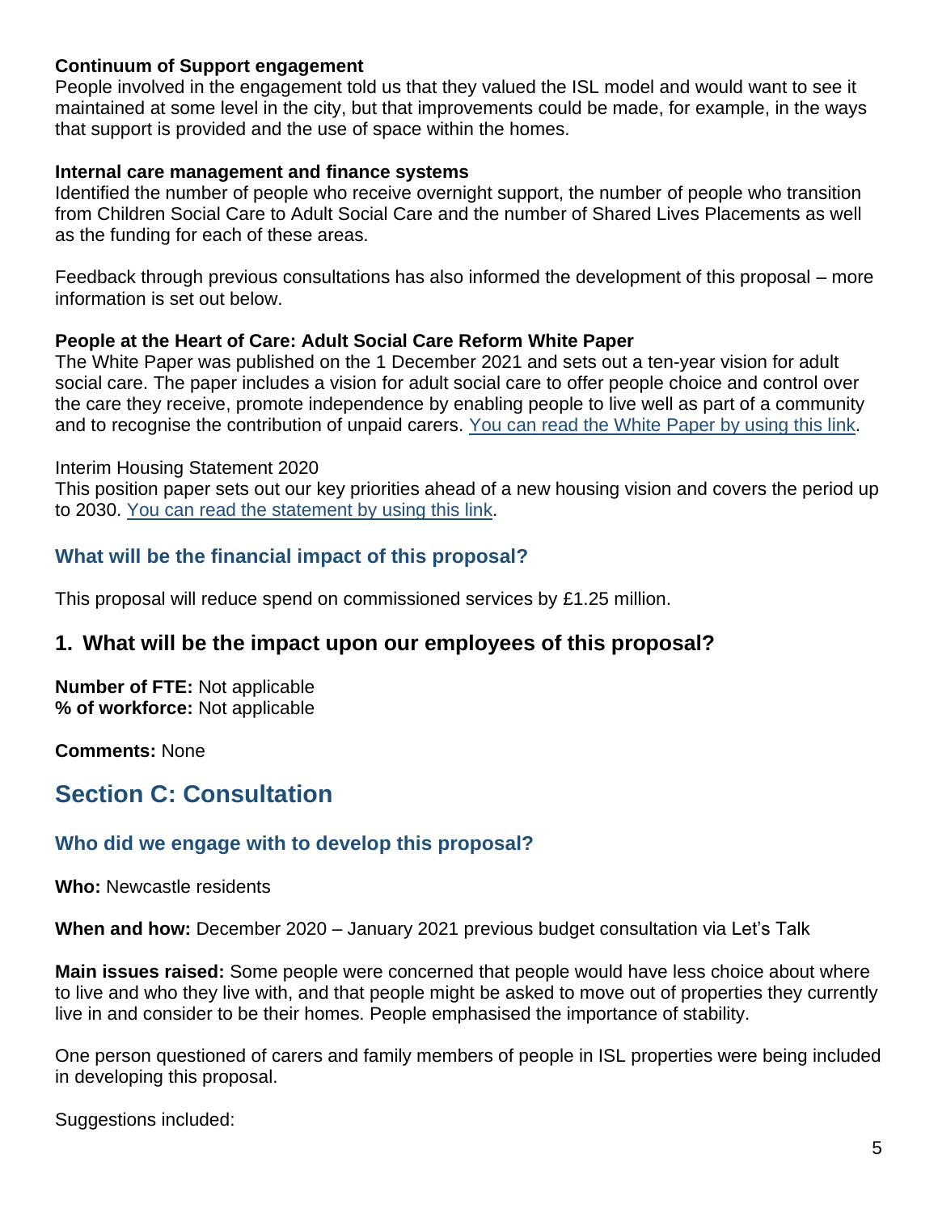**Continuum of Support engagement**
People involved in the engagement told us that they valued the ISL model and would want to see it maintained at some level in the city, but that improvements could be made, for example, in the ways that support is provided and the use of space within the homes.

**Internal care management and finance systems**
Identified the number of people who receive overnight support, the number of people who transition from Children Social Care to Adult Social Care and the number of Shared Lives Placements as well as the funding for each of these areas.

Feedback through previous consultations has also informed the development of this proposal – more information is set out below.

**People at the Heart of Care: Adult Social Care Reform White Paper**
The White Paper was published on the 1 December 2021 and sets out a ten-year vision for adult social care. The paper includes a vision for adult social care to offer people choice and control over the care they receive, promote independence by enabling people to live well as part of a community and to recognise the contribution of unpaid carers. You can read the White Paper by using this link.

Interim Housing Statement 2020
This position paper sets out our key priorities ahead of a new housing vision and covers the period up to 2030. You can read the statement by using this link.

### What will be the financial impact of this proposal?

This proposal will reduce spend on commissioned services by £1.25 million.

## 1. What will be the impact upon our employees of this proposal?

**Number of FTE:** Not applicable
**% of workforce:** Not applicable

**Comments:** None

## Section C: Consultation

### Who did we engage with to develop this proposal?

**Who:** Newcastle residents

**When and how:** December 2020 – January 2021 previous budget consultation via Let's Talk

**Main issues raised:** Some people were concerned that people would have less choice about where to live and who they live with, and that people might be asked to move out of properties they currently live in and consider to be their homes. People emphasised the importance of stability.

One person questioned of carers and family members of people in ISL properties were being included in developing this proposal.

Suggestions included: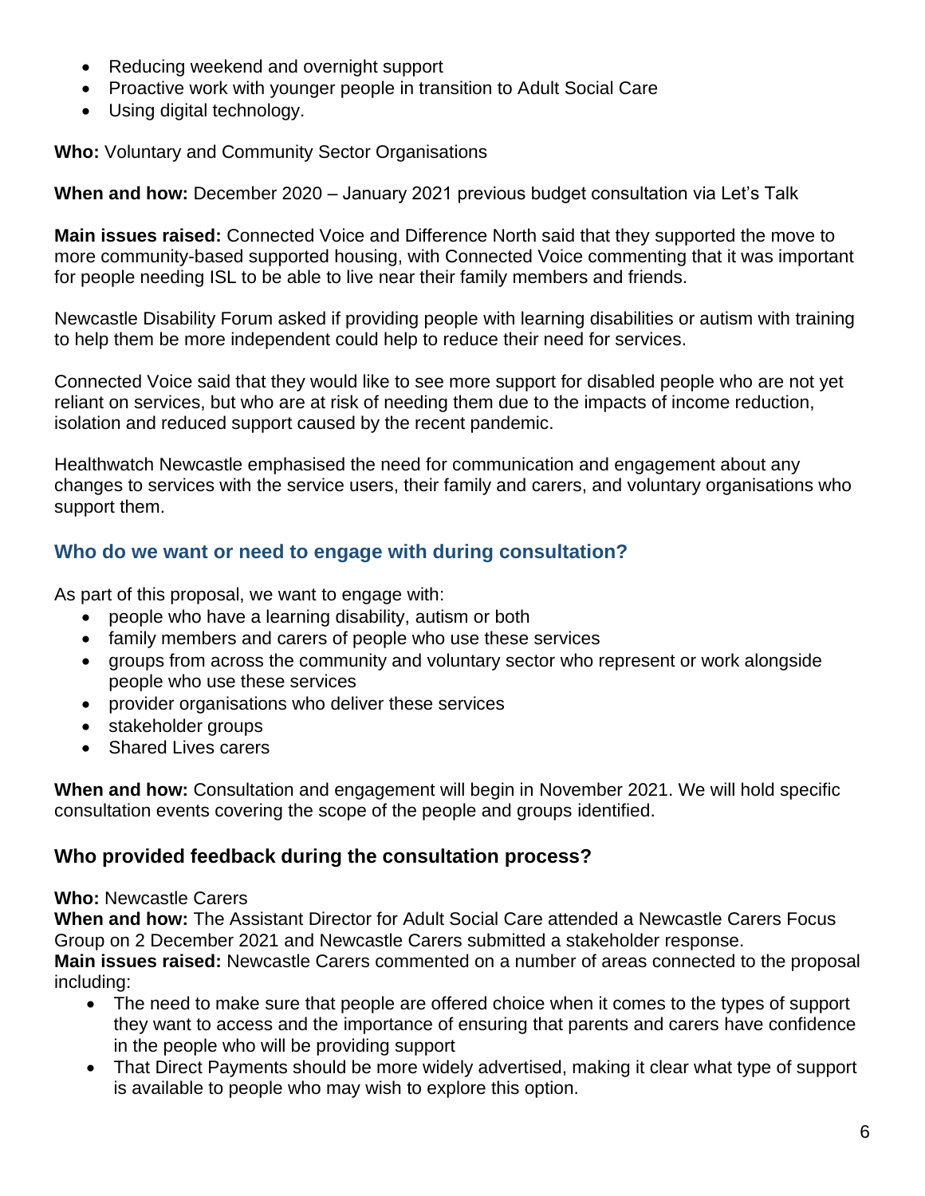- Reducing weekend and overnight support
- Proactive work with younger people in transition to Adult Social Care
- Using digital technology.

**Who:** Voluntary and Community Sector Organisations

**When and how:** December 2020 – January 2021 previous budget consultation via Let's Talk

**Main issues raised:** Connected Voice and Difference North said that they supported the move to more community-based supported housing, with Connected Voice commenting that it was important for people needing ISL to be able to live near their family members and friends.

Newcastle Disability Forum asked if providing people with learning disabilities or autism with training to help them be more independent could help to reduce their need for services.

Connected Voice said that they would like to see more support for disabled people who are not yet reliant on services, but who are at risk of needing them due to the impacts of income reduction, isolation and reduced support caused by the recent pandemic.

Healthwatch Newcastle emphasised the need for communication and engagement about any changes to services with the service users, their family and carers, and voluntary organisations who support them.

### Who do we want or need to engage with during consultation?

As part of this proposal, we want to engage with:

- people who have a learning disability, autism or both
- family members and carers of people who use these services
- groups from across the community and voluntary sector who represent or work alongside people who use these services
- provider organisations who deliver these services
- stakeholder groups
- Shared Lives carers

**When and how:** Consultation and engagement will begin in November 2021. We will hold specific consultation events covering the scope of the people and groups identified.

### Who provided feedback during the consultation process?

**Who:** Newcastle Carers
**When and how:** The Assistant Director for Adult Social Care attended a Newcastle Carers Focus Group on 2 December 2021 and Newcastle Carers submitted a stakeholder response.
**Main issues raised:** Newcastle Carers commented on a number of areas connected to the proposal including:

- The need to make sure that people are offered choice when it comes to the types of support they want to access and the importance of ensuring that parents and carers have confidence in the people who will be providing support
- That Direct Payments should be more widely advertised, making it clear what type of support is available to people who may wish to explore this option.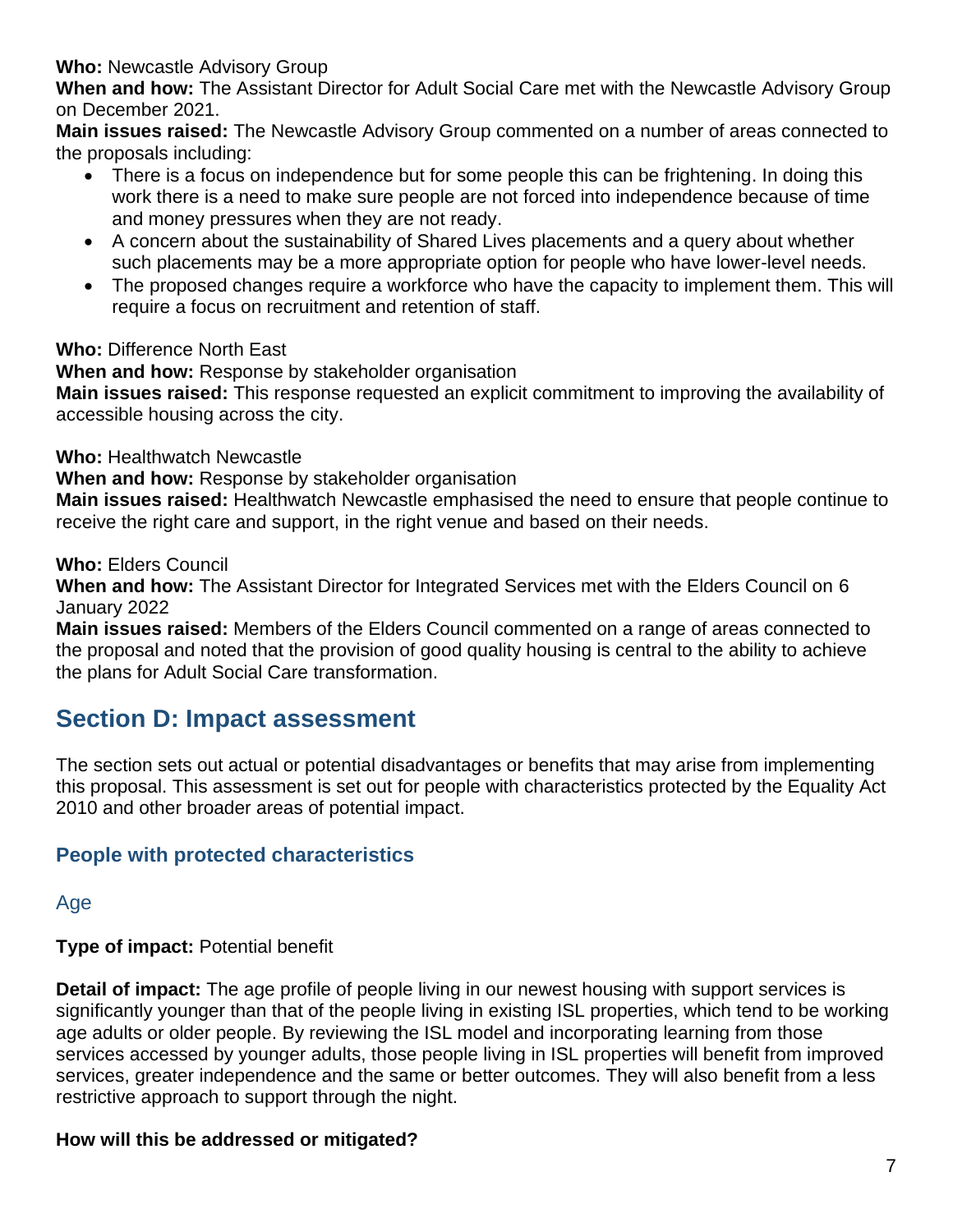**Who:** Newcastle Advisory Group

**When and how:** The Assistant Director for Adult Social Care met with the Newcastle Advisory Group on December 2021.

**Main issues raised:** The Newcastle Advisory Group commented on a number of areas connected to the proposals including:

- There is a focus on independence but for some people this can be frightening. In doing this work there is a need to make sure people are not forced into independence because of time and money pressures when they are not ready.
- A concern about the sustainability of Shared Lives placements and a query about whether such placements may be a more appropriate option for people who have lower-level needs.
- The proposed changes require a workforce who have the capacity to implement them. This will require a focus on recruitment and retention of staff.

**Who:** Difference North East

**When and how:** Response by stakeholder organisation

**Main issues raised:** This response requested an explicit commitment to improving the availability of accessible housing across the city.

**Who:** Healthwatch Newcastle

**When and how:** Response by stakeholder organisation

**Main issues raised:** Healthwatch Newcastle emphasised the need to ensure that people continue to receive the right care and support, in the right venue and based on their needs.

**Who:** Elders Council

**When and how:** The Assistant Director for Integrated Services met with the Elders Council on 6 January 2022

**Main issues raised:** Members of the Elders Council commented on a range of areas connected to the proposal and noted that the provision of good quality housing is central to the ability to achieve the plans for Adult Social Care transformation.

## Section D: Impact assessment

The section sets out actual or potential disadvantages or benefits that may arise from implementing this proposal. This assessment is set out for people with characteristics protected by the Equality Act 2010 and other broader areas of potential impact.

### People with protected characteristics

#### Age

**Type of impact:** Potential benefit

**Detail of impact:** The age profile of people living in our newest housing with support services is significantly younger than that of the people living in existing ISL properties, which tend to be working age adults or older people. By reviewing the ISL model and incorporating learning from those services accessed by younger adults, those people living in ISL properties will benefit from improved services, greater independence and the same or better outcomes. They will also benefit from a less restrictive approach to support through the night.

**How will this be addressed or mitigated?**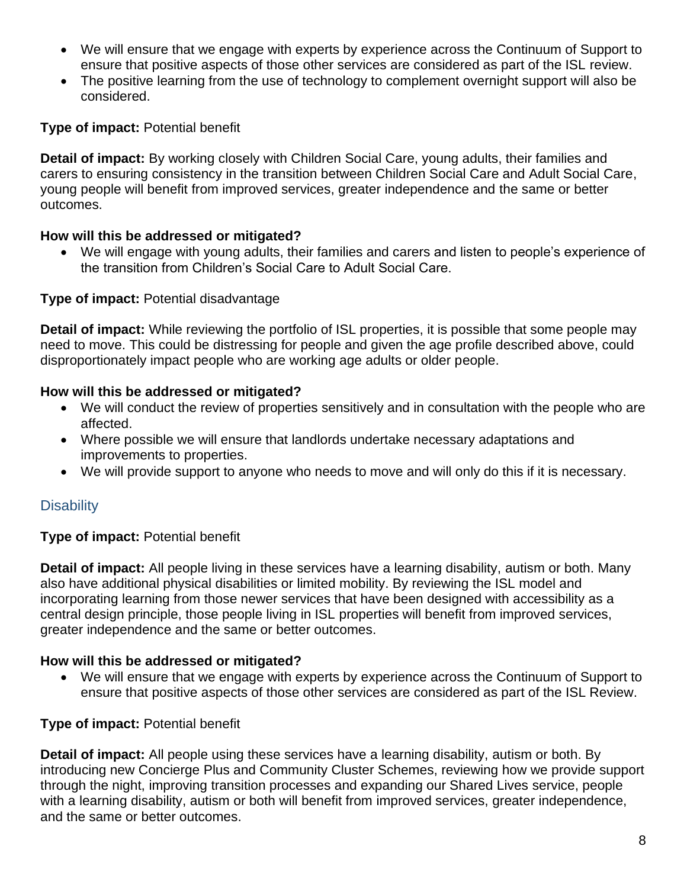- We will ensure that we engage with experts by experience across the Continuum of Support to ensure that positive aspects of those other services are considered as part of the ISL review.
- The positive learning from the use of technology to complement overnight support will also be considered.

**Type of impact:** Potential benefit

**Detail of impact:** By working closely with Children Social Care, young adults, their families and carers to ensuring consistency in the transition between Children Social Care and Adult Social Care, young people will benefit from improved services, greater independence and the same or better outcomes.

**How will this be addressed or mitigated?**

- We will engage with young adults, their families and carers and listen to people's experience of the transition from Children's Social Care to Adult Social Care.

**Type of impact:** Potential disadvantage

**Detail of impact:** While reviewing the portfolio of ISL properties, it is possible that some people may need to move. This could be distressing for people and given the age profile described above, could disproportionately impact people who are working age adults or older people.

**How will this be addressed or mitigated?**

- We will conduct the review of properties sensitively and in consultation with the people who are affected.
- Where possible we will ensure that landlords undertake necessary adaptations and improvements to properties.
- We will provide support to anyone who needs to move and will only do this if it is necessary.

### Disability

**Type of impact:** Potential benefit

**Detail of impact:** All people living in these services have a learning disability, autism or both. Many also have additional physical disabilities or limited mobility. By reviewing the ISL model and incorporating learning from those newer services that have been designed with accessibility as a central design principle, those people living in ISL properties will benefit from improved services, greater independence and the same or better outcomes.

**How will this be addressed or mitigated?**

- We will ensure that we engage with experts by experience across the Continuum of Support to ensure that positive aspects of those other services are considered as part of the ISL Review.

**Type of impact:** Potential benefit

**Detail of impact:** All people using these services have a learning disability, autism or both. By introducing new Concierge Plus and Community Cluster Schemes, reviewing how we provide support through the night, improving transition processes and expanding our Shared Lives service, people with a learning disability, autism or both will benefit from improved services, greater independence, and the same or better outcomes.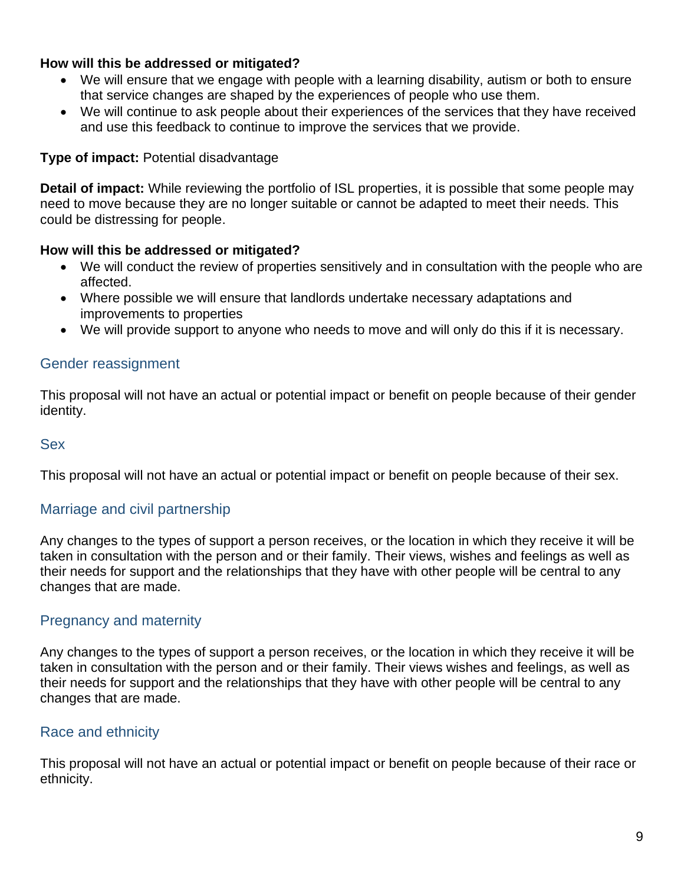**How will this be addressed or mitigated?**

- We will ensure that we engage with people with a learning disability, autism or both to ensure that service changes are shaped by the experiences of people who use them.
- We will continue to ask people about their experiences of the services that they have received and use this feedback to continue to improve the services that we provide.

**Type of impact:** Potential disadvantage

**Detail of impact:** While reviewing the portfolio of ISL properties, it is possible that some people may need to move because they are no longer suitable or cannot be adapted to meet their needs. This could be distressing for people.

**How will this be addressed or mitigated?**

- We will conduct the review of properties sensitively and in consultation with the people who are affected.
- Where possible we will ensure that landlords undertake necessary adaptations and improvements to properties
- We will provide support to anyone who needs to move and will only do this if it is necessary.

### Gender reassignment

This proposal will not have an actual or potential impact or benefit on people because of their gender identity.

### Sex

This proposal will not have an actual or potential impact or benefit on people because of their sex.

### Marriage and civil partnership

Any changes to the types of support a person receives, or the location in which they receive it will be taken in consultation with the person and or their family. Their views, wishes and feelings as well as their needs for support and the relationships that they have with other people will be central to any changes that are made.

### Pregnancy and maternity

Any changes to the types of support a person receives, or the location in which they receive it will be taken in consultation with the person and or their family. Their views wishes and feelings, as well as their needs for support and the relationships that they have with other people will be central to any changes that are made.

### Race and ethnicity

This proposal will not have an actual or potential impact or benefit on people because of their race or ethnicity.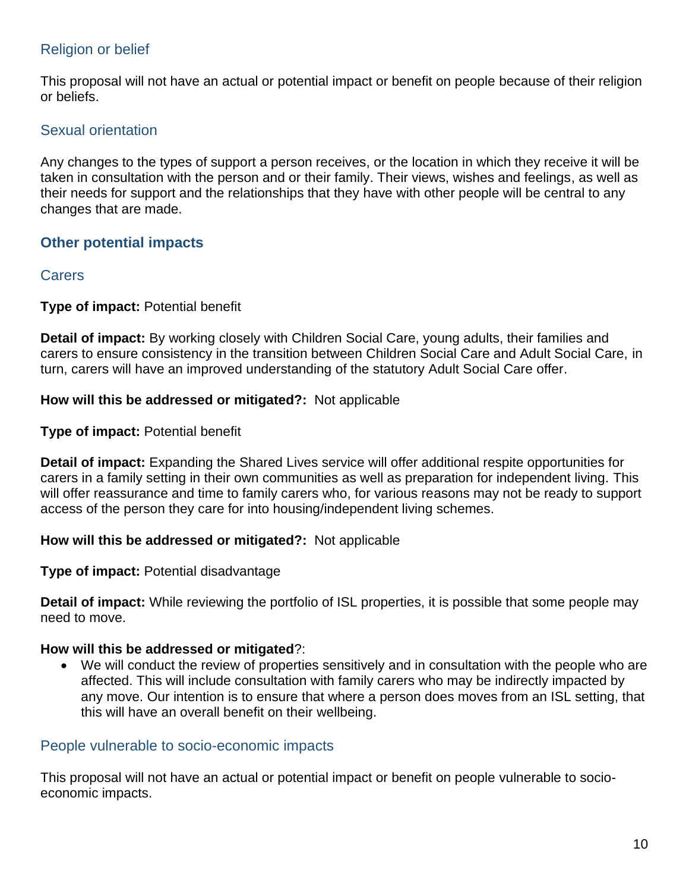### Religion or belief

This proposal will not have an actual or potential impact or benefit on people because of their religion or beliefs.

### Sexual orientation

Any changes to the types of support a person receives, or the location in which they receive it will be taken in consultation with the person and or their family. Their views, wishes and feelings, as well as their needs for support and the relationships that they have with other people will be central to any changes that are made.

## Other potential impacts

### Carers

**Type of impact:** Potential benefit

**Detail of impact:** By working closely with Children Social Care, young adults, their families and carers to ensure consistency in the transition between Children Social Care and Adult Social Care, in turn, carers will have an improved understanding of the statutory Adult Social Care offer.

**How will this be addressed or mitigated?:** Not applicable

**Type of impact:** Potential benefit

**Detail of impact:** Expanding the Shared Lives service will offer additional respite opportunities for carers in a family setting in their own communities as well as preparation for independent living. This will offer reassurance and time to family carers who, for various reasons may not be ready to support access of the person they care for into housing/independent living schemes.

**How will this be addressed or mitigated?:** Not applicable

**Type of impact:** Potential disadvantage

**Detail of impact:** While reviewing the portfolio of ISL properties, it is possible that some people may need to move.

**How will this be addressed or mitigated**?:

- We will conduct the review of properties sensitively and in consultation with the people who are affected. This will include consultation with family carers who may be indirectly impacted by any move. Our intention is to ensure that where a person does moves from an ISL setting, that this will have an overall benefit on their wellbeing.

### People vulnerable to socio-economic impacts

This proposal will not have an actual or potential impact or benefit on people vulnerable to socio-economic impacts.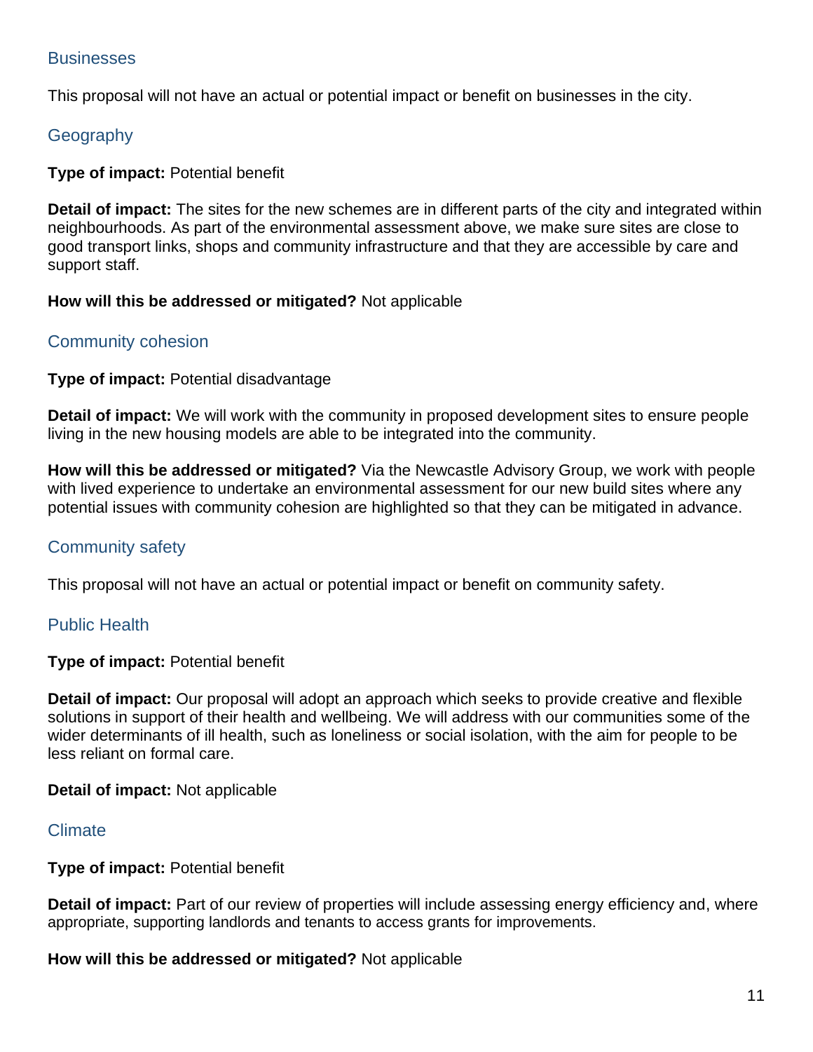### Businesses

This proposal will not have an actual or potential impact or benefit on businesses in the city.

### Geography

**Type of impact:** Potential benefit

**Detail of impact:** The sites for the new schemes are in different parts of the city and integrated within neighbourhoods. As part of the environmental assessment above, we make sure sites are close to good transport links, shops and community infrastructure and that they are accessible by care and support staff.

**How will this be addressed or mitigated?** Not applicable

### Community cohesion

**Type of impact:** Potential disadvantage

**Detail of impact:** We will work with the community in proposed development sites to ensure people living in the new housing models are able to be integrated into the community.

**How will this be addressed or mitigated?** Via the Newcastle Advisory Group, we work with people with lived experience to undertake an environmental assessment for our new build sites where any potential issues with community cohesion are highlighted so that they can be mitigated in advance.

### Community safety

This proposal will not have an actual or potential impact or benefit on community safety.

### Public Health

**Type of impact:** Potential benefit

**Detail of impact:** Our proposal will adopt an approach which seeks to provide creative and flexible solutions in support of their health and wellbeing. We will address with our communities some of the wider determinants of ill health, such as loneliness or social isolation, with the aim for people to be less reliant on formal care.

**Detail of impact:** Not applicable

### Climate

**Type of impact:** Potential benefit

**Detail of impact:** Part of our review of properties will include assessing energy efficiency and, where appropriate, supporting landlords and tenants to access grants for improvements.

**How will this be addressed or mitigated?** Not applicable